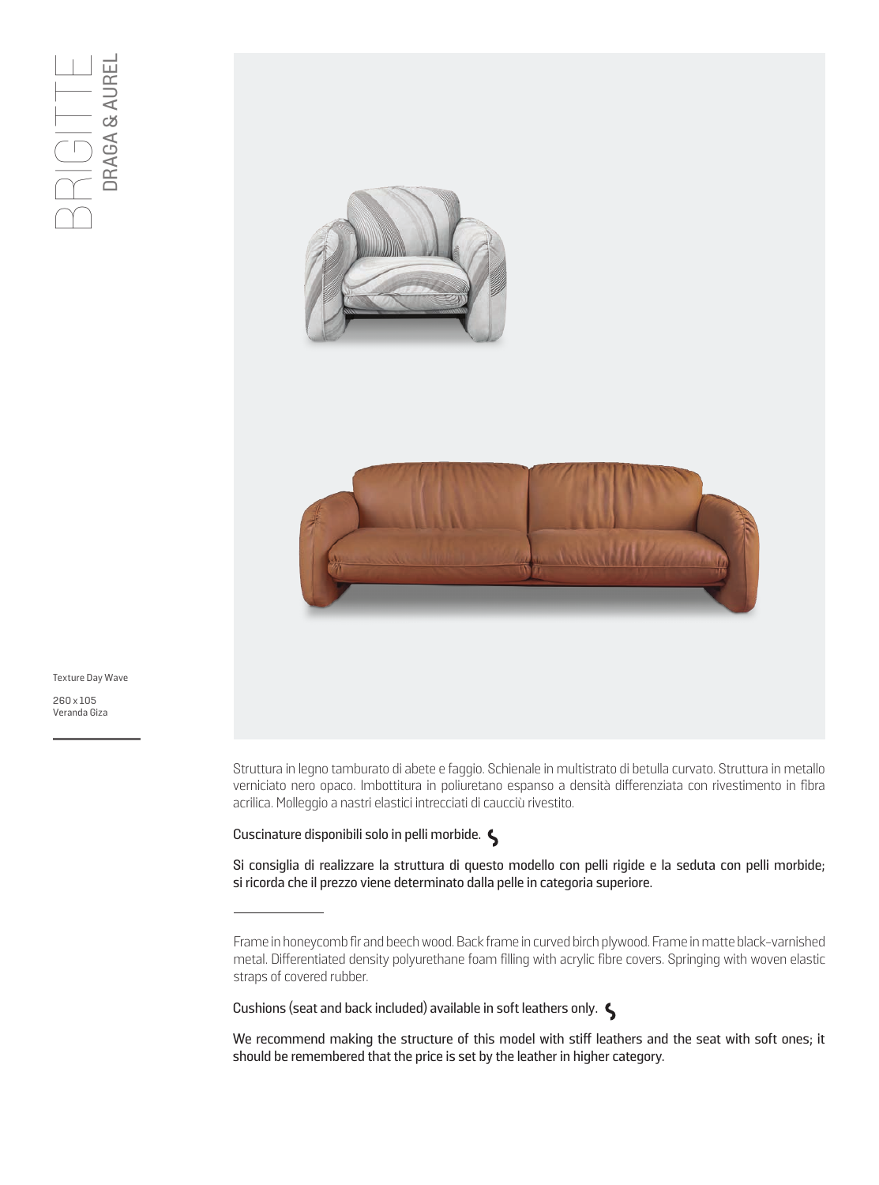# BRIGITTE

## DRAGA & AUREL

Texture Day Wave

260 x 105
Veranda Giza

Struttura in legno tamburato di abete e faggio. Schienale in multistrato di betulla curvato. Struttura in metallo verniciato nero opaco. Imbottitura in poliuretano espanso a densità differenziata con rivestimento in fibra acrilica. Molleggio a nastri elastici intrecciati di caucciù rivestito.

Cuscinature disponibili solo in pelli morbide.

Si consiglia di realizzare la struttura di questo modello con pelli rigide e la seduta con pelli morbide; si ricorda che il prezzo viene determinato dalla pelle in categoria superiore.

---

Frame in honeycomb fir and beech wood. Back frame in curved birch plywood. Frame in matte black-varnished metal. Differentiated density polyurethane foam filling with acrylic fibre covers. Springing with woven elastic straps of covered rubber.

Cushions (seat and back included) available in soft leathers only.

We recommend making the structure of this model with stiff leathers and the seat with soft ones; it should be remembered that the price is set by the leather in higher category.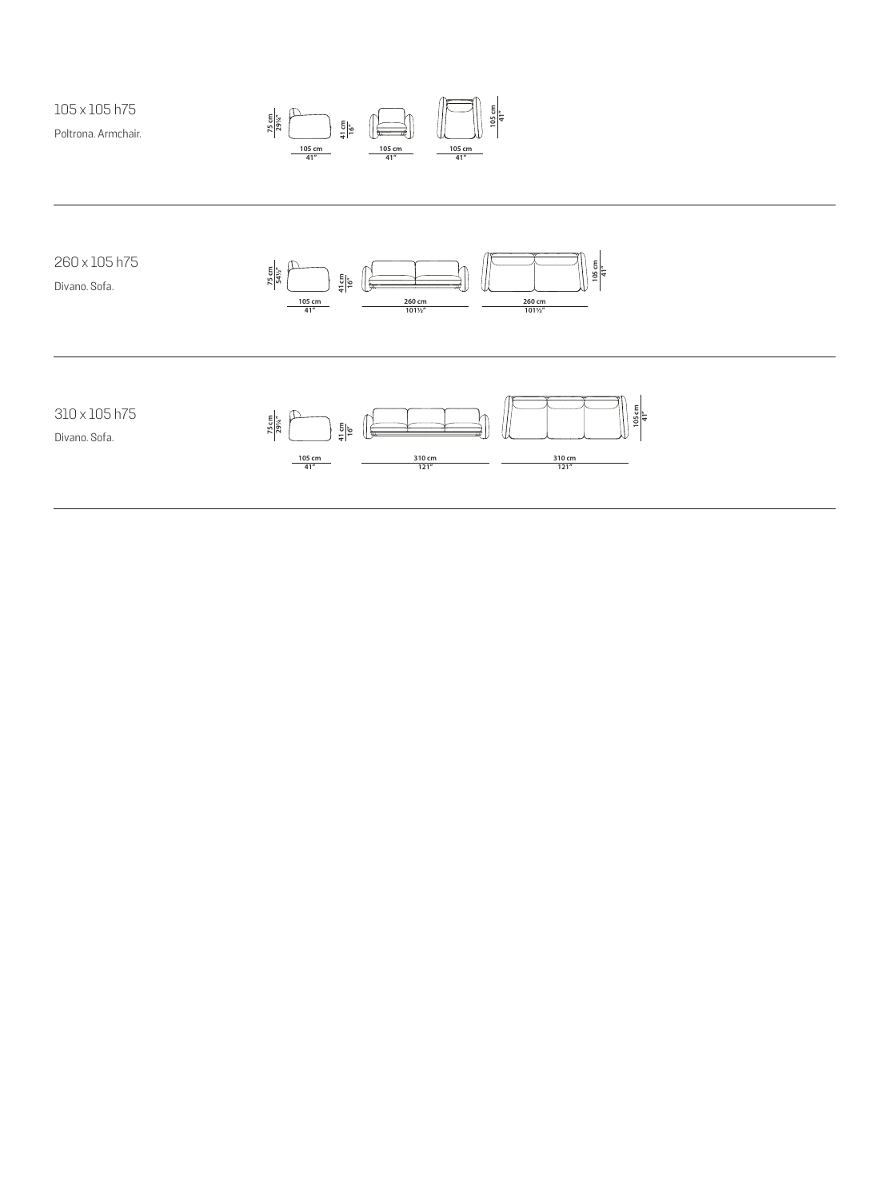105 x 105 h75

Poltrona. Armchair.

75 cm
29½"

41 cm
16"

105 cm
41"

105 cm
41"

105 cm
41"

105 cm
41"

---

260 x 105 h75

Divano. Sofa.

75 cm
54½"

41 cm
16"

105 cm
41"

260 cm
101½"

260 cm
101½"

105 cm
41"

---

310 x 105 h75

Divano. Sofa.

75 cm
29½"

41 cm
16"

105 cm
41"

310 cm
121"

310 cm
121"

105 cm
41"

---